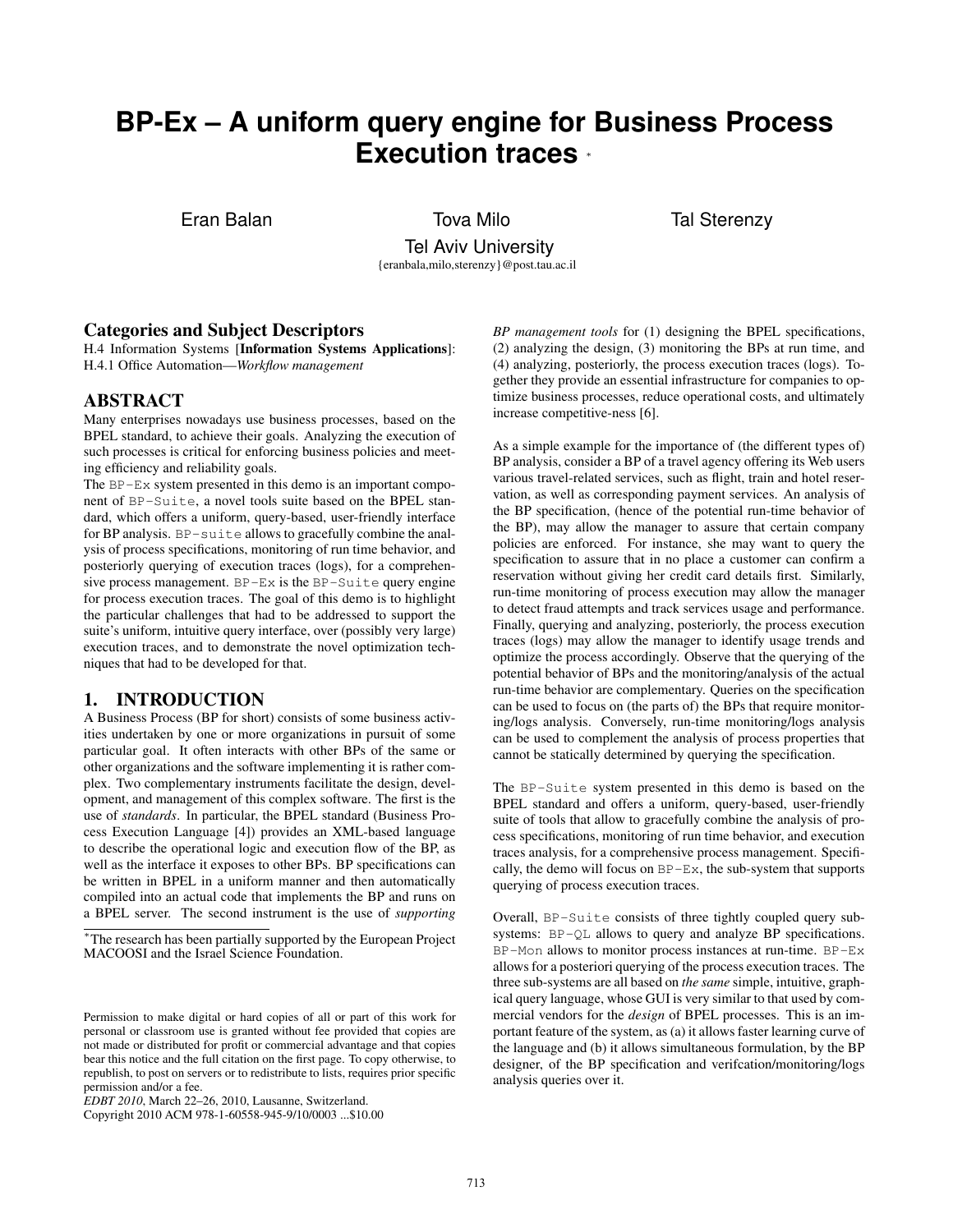# BP-Ex – A uniform query engine for Business Process Execution traces [*]

Eran Balan, Tova Milo, Tal Sterenzy

Tel Aviv University

{eranbala,milo,sterenzy}@post.tau.ac.il

## Categories and Subject Descriptors

H.4 Information Systems [**Information Systems Applications**]: H.4.1 Office Automation—*Workflow management*

## ABSTRACT

Many enterprises nowadays use business processes, based on the BPEL standard, to achieve their goals. Analyzing the execution of such processes is critical for enforcing business policies and meeting efficiency and reliability goals.

The BP-Ex system presented in this demo is an important component of BP-Suite, a novel tools suite based on the BPEL standard, which offers a uniform, query-based, user-friendly interface for BP analysis. BP-suite allows to gracefully combine the analysis of process specifications, monitoring of run time behavior, and posteriorly querying of execution traces (logs), for a comprehensive process management. BP-Ex is the BP-Suite query engine for process execution traces. The goal of this demo is to highlight the particular challenges that had to be addressed to support the suite's uniform, intuitive query interface, over (possibly very large) execution traces, and to demonstrate the novel optimization techniques that had to be developed for that.

## 1. INTRODUCTION

A Business Process (BP for short) consists of some business activities undertaken by one or more organizations in pursuit of some particular goal. It often interacts with other BPs of the same or other organizations and the software implementing it is rather complex. Two complementary instruments facilitate the design, development, and management of this complex software. The first is the use of *standards*. In particular, the BPEL standard (Business Process Execution Language [4]) provides an XML-based language to describe the operational logic and execution flow of the BP, as well as the interface it exposes to other BPs. BP specifications can be written in BPEL in a uniform manner and then automatically compiled into an actual code that implements the BP and runs on a BPEL server. The second instrument is the use of *supporting BP management tools* for (1) designing the BPEL specifications, (2) analyzing the design, (3) monitoring the BPs at run time, and (4) analyzing, posteriorly, the process execution traces (logs). Together they provide an essential infrastructure for companies to optimize business processes, reduce operational costs, and ultimately increase competitive-ness [6].

As a simple example for the importance of (the different types of) BP analysis, consider a BP of a travel agency offering its Web users various travel-related services, such as flight, train and hotel reservation, as well as corresponding payment services. An analysis of the BP specification, (hence of the potential run-time behavior of the BP), may allow the manager to assure that certain company policies are enforced. For instance, she may want to query the specification to assure that in no place a customer can confirm a reservation without giving her credit card details first. Similarly, run-time monitoring of process execution may allow the manager to detect fraud attempts and track services usage and performance. Finally, querying and analyzing, posteriorly, the process execution traces (logs) may allow the manager to identify usage trends and optimize the process accordingly. Observe that the querying of the potential behavior of BPs and the monitoring/analysis of the actual run-time behavior are complementary. Queries on the specification can be used to focus on (the parts of) the BPs that require monitoring/logs analysis. Conversely, run-time monitoring/logs analysis can be used to complement the analysis of process properties that cannot be statically determined by querying the specification.

The BP-Suite system presented in this demo is based on the BPEL standard and offers a uniform, query-based, user-friendly suite of tools that allow to gracefully combine the analysis of process specifications, monitoring of run time behavior, and execution traces analysis, for a comprehensive process management. Specifically, the demo will focus on BP-Ex, the sub-system that supports querying of process execution traces.

Overall, BP-Suite consists of three tightly coupled query subsystems: BP-QL allows to query and analyze BP specifications. BP-Mon allows to monitor process instances at run-time. BP-Ex allows for a posteriori querying of the process execution traces. The three sub-systems are all based on *the same* simple, intuitive, graphical query language, whose GUI is very similar to that used by commercial vendors for the *design* of BPEL processes. This is an important feature of the system, as (a) it allows faster learning curve of the language and (b) it allows simultaneous formulation, by the BP designer, of the BP specification and verifcation/monitoring/logs analysis queries over it.

[*] The research has been partially supported by the European Project MACOOSI and the Israel Science Foundation.

Permission to make digital or hard copies of all or part of this work for personal or classroom use is granted without fee provided that copies are not made or distributed for profit or commercial advantage and that copies bear this notice and the full citation on the first page. To copy otherwise, to republish, to post on servers or to redistribute to lists, requires prior specific permission and/or a fee.

*EDBT 2010*, March 22–26, 2010, Lausanne, Switzerland.

Copyright 2010 ACM 978-1-60558-945-9/10/0003 ...$10.00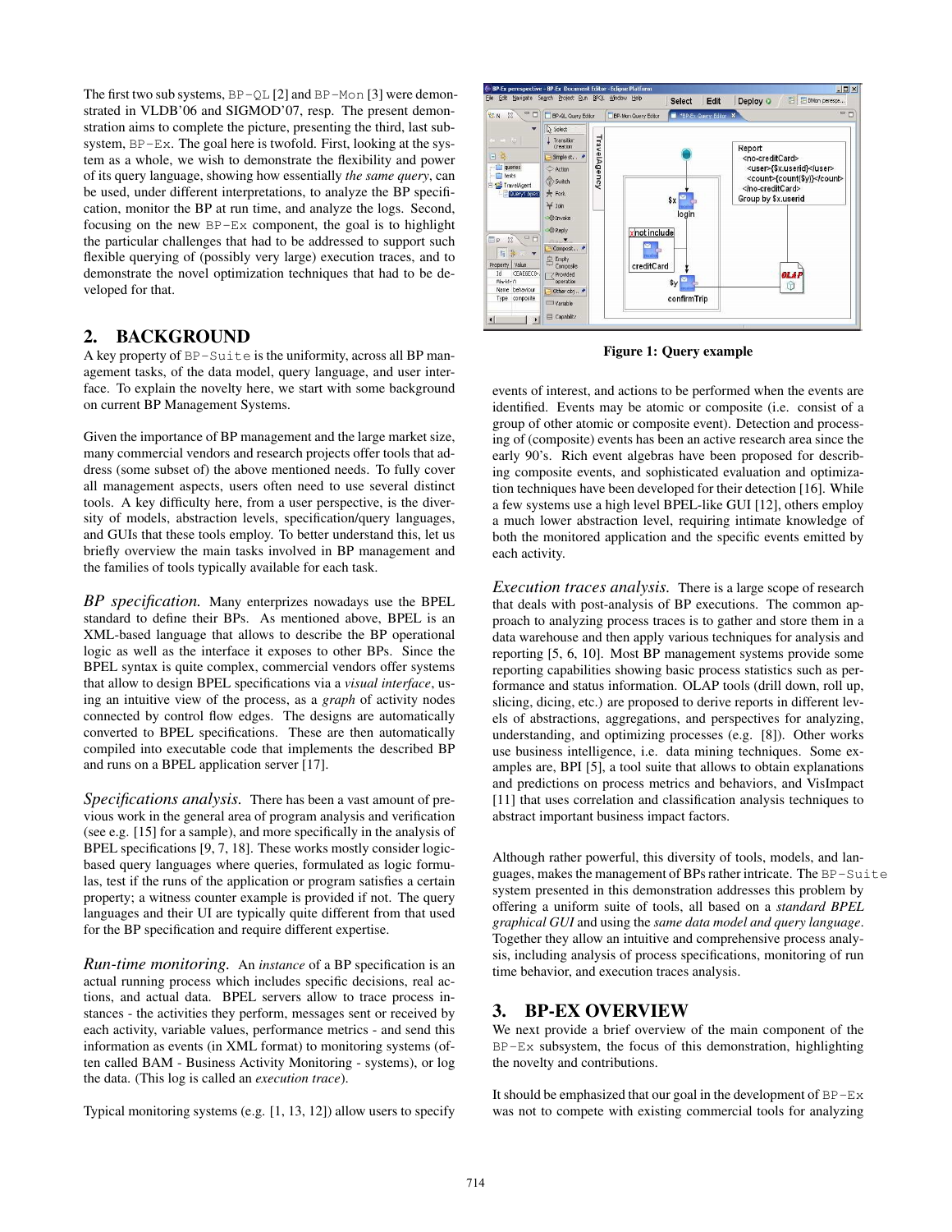The first two sub systems, BP-QL [2] and BP-Mon [3] were demonstrated in VLDB'06 and SIGMOD'07, resp. The present demonstration aims to complete the picture, presenting the third, last subsystem, BP-Ex. The goal here is twofold. First, looking at the system as a whole, we wish to demonstrate the flexibility and power of its query language, showing how essentially *the same query*, can be used, under different interpretations, to analyze the BP specification, monitor the BP at run time, and analyze the logs. Second, focusing on the new BP-Ex component, the goal is to highlight the particular challenges that had to be addressed to support such flexible querying of (possibly very large) execution traces, and to demonstrate the novel optimization techniques that had to be developed for that.

## 2. BACKGROUND

A key property of BP-Suite is the uniformity, across all BP management tasks, of the data model, query language, and user interface. To explain the novelty here, we start with some background on current BP Management Systems.

Given the importance of BP management and the large market size, many commercial vendors and research projects offer tools that address (some subset of) the above mentioned needs. To fully cover all management aspects, users often need to use several distinct tools. A key difficulty here, from a user perspective, is the diversity of models, abstraction levels, specification/query languages, and GUIs that these tools employ. To better understand this, let us briefly overview the main tasks involved in BP management and the families of tools typically available for each task.

*BP specification.* Many enterprizes nowadays use the BPEL standard to define their BPs. As mentioned above, BPEL is an XML-based language that allows to describe the BP operational logic as well as the interface it exposes to other BPs. Since the BPEL syntax is quite complex, commercial vendors offer systems that allow to design BPEL specifications via a *visual interface*, using an intuitive view of the process, as a *graph* of activity nodes connected by control flow edges. The designs are automatically converted to BPEL specifications. These are then automatically compiled into executable code that implements the described BP and runs on a BPEL application server [17].

*Specifications analysis.* There has been a vast amount of previous work in the general area of program analysis and verification (see e.g. [15] for a sample), and more specifically in the analysis of BPEL specifications [9, 7, 18]. These works mostly consider logic-based query languages where queries, formulated as logic formulas, test if the runs of the application or program satisfies a certain property; a witness counter example is provided if not. The query languages and their UI are typically quite different from that used for the BP specification and require different expertise.

*Run-time monitoring.* An *instance* of a BP specification is an actual running process which includes specific decisions, real actions, and actual data. BPEL servers allow to trace process instances - the activities they perform, messages sent or received by each activity, variable values, performance metrics - and send this information as events (in XML format) to monitoring systems (often called BAM - Business Activity Monitoring - systems), or log the data. (This log is called an *execution trace*).

Typical monitoring systems (e.g. [1, 13, 12]) allow users to specify events of interest, and actions to be performed when the events are identified. Events may be atomic or composite (i.e. consist of a group of other atomic or composite event). Detection and processing of (composite) events has been an active research area since the early 90's. Rich event algebras have been proposed for describing composite events, and sophisticated evaluation and optimization techniques have been developed for their detection [16]. While a few systems use a high level BPEL-like GUI [12], others employ a much lower abstraction level, requiring intimate knowledge of both the monitored application and the specific events emitted by each activity.

*Execution traces analysis.* There is a large scope of research that deals with post-analysis of BP executions. The common approach to analyzing process traces is to gather and store them in a data warehouse and then apply various techniques for analysis and reporting [5, 6, 10]. Most BP management systems provide some reporting capabilities showing basic process statistics such as performance and status information. OLAP tools (drill down, roll up, slicing, dicing, etc.) are proposed to derive reports in different levels of abstractions, aggregations, and perspectives for analyzing, understanding, and optimizing processes (e.g. [8]). Other works use business intelligence, i.e. data mining techniques. Some examples are, BPI [5], a tool suite that allows to obtain explanations and predictions on process metrics and behaviors, and VisImpact [11] that uses correlation and classification analysis techniques to abstract important business impact factors.

Although rather powerful, this diversity of tools, models, and languages, makes the management of BPs rather intricate. The BP-Suite system presented in this demonstration addresses this problem by offering a uniform suite of tools, all based on a *standard BPEL graphical GUI* and using the *same data model and query language*. Together they allow an intuitive and comprehensive process analysis, including analysis of process specifications, monitoring of run time behavior, and execution traces analysis.

**Figure 1: Query example**

## 3. BP-EX OVERVIEW

We next provide a brief overview of the main component of the BP-Ex subsystem, the focus of this demonstration, highlighting the novelty and contributions.

It should be emphasized that our goal in the development of BP-Ex was not to compete with existing commercial tools for analyzing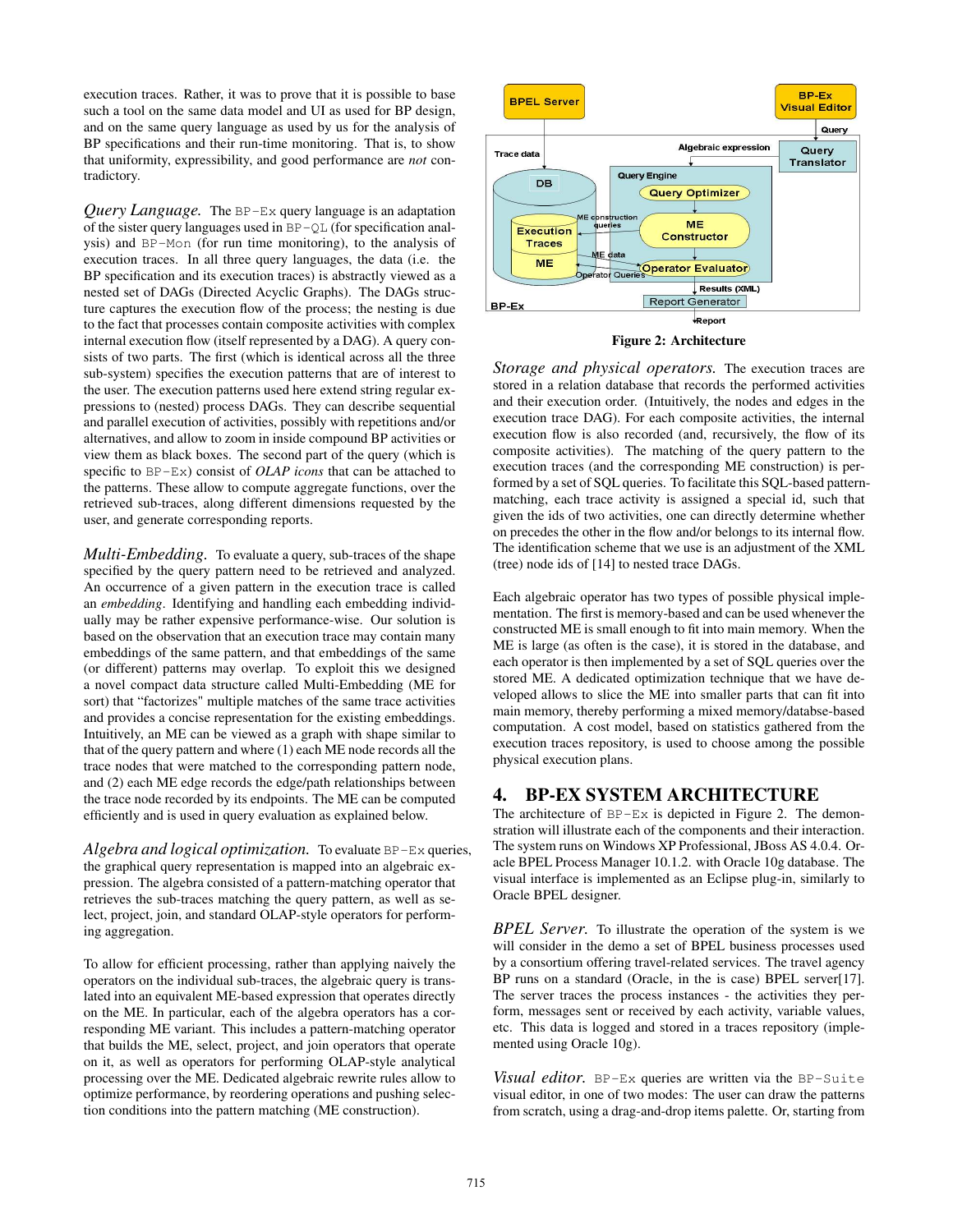execution traces. Rather, it was to prove that it is possible to base such a tool on the same data model and UI as used for BP design, and on the same query language as used by us for the analysis of BP specifications and their run-time monitoring. That is, to show that uniformity, expressibility, and good performance are *not* contradictory.

*Query Language.* The BP-Ex query language is an adaptation of the sister query languages used in BP-QL (for specification analysis) and BP-Mon (for run time monitoring), to the analysis of execution traces. In all three query languages, the data (i.e. the BP specification and its execution traces) is abstractly viewed as a nested set of DAGs (Directed Acyclic Graphs). The DAGs structure captures the execution flow of the process; the nesting is due to the fact that processes contain composite activities with complex internal execution flow (itself represented by a DAG). A query consists of two parts. The first (which is identical across all the three sub-system) specifies the execution patterns that are of interest to the user. The execution patterns used here extend string regular expressions to (nested) process DAGs. They can describe sequential and parallel execution of activities, possibly with repetitions and/or alternatives, and allow to zoom in inside compound BP activities or view them as black boxes. The second part of the query (which is specific to BP-Ex) consist of *OLAP icons* that can be attached to the patterns. These allow to compute aggregate functions, over the retrieved sub-traces, along different dimensions requested by the user, and generate corresponding reports.

*Multi-Embedding.* To evaluate a query, sub-traces of the shape specified by the query pattern need to be retrieved and analyzed. An occurrence of a given pattern in the execution trace is called an *embedding*. Identifying and handling each embedding individually may be rather expensive performance-wise. Our solution is based on the observation that an execution trace may contain many embeddings of the same pattern, and that embeddings of the same (or different) patterns may overlap. To exploit this we designed a novel compact data structure called Multi-Embedding (ME for sort) that "factorizes" multiple matches of the same trace activities and provides a concise representation for the existing embeddings. Intuitively, an ME can be viewed as a graph with shape similar to that of the query pattern and where (1) each ME node records all the trace nodes that were matched to the corresponding pattern node, and (2) each ME edge records the edge/path relationships between the trace node recorded by its endpoints. The ME can be computed efficiently and is used in query evaluation as explained below.

*Algebra and logical optimization.* To evaluate BP-Ex queries, the graphical query representation is mapped into an algebraic expression. The algebra consisted of a pattern-matching operator that retrieves the sub-traces matching the query pattern, as well as select, project, join, and standard OLAP-style operators for performing aggregation.

To allow for efficient processing, rather than applying naively the operators on the individual sub-traces, the algebraic query is translated into an equivalent ME-based expression that operates directly on the ME. In particular, each of the algebra operators has a corresponding ME variant. This includes a pattern-matching operator that builds the ME, select, project, and join operators that operate on it, as well as operators for performing OLAP-style analytical processing over the ME. Dedicated algebraic rewrite rules allow to optimize performance, by reordering operations and pushing selection conditions into the pattern matching (ME construction).

**Figure 2: Architecture**

*Storage and physical operators.* The execution traces are stored in a relation database that records the performed activities and their execution order. (Intuitively, the nodes and edges in the execution trace DAG). For each composite activities, the internal execution flow is also recorded (and, recursively, the flow of its composite activities). The matching of the query pattern to the execution traces (and the corresponding ME construction) is performed by a set of SQL queries. To facilitate this SQL-based pattern-matching, each trace activity is assigned a special id, such that given the ids of two activities, one can directly determine whether on precedes the other in the flow and/or belongs to its internal flow. The identification scheme that we use is an adjustment of the XML (tree) node ids of [14] to nested trace DAGs.

Each algebraic operator has two types of possible physical implementation. The first is memory-based and can be used whenever the constructed ME is small enough to fit into main memory. When the ME is large (as often is the case), it is stored in the database, and each operator is then implemented by a set of SQL queries over the stored ME. A dedicated optimization technique that we have developed allows to slice the ME into smaller parts that can fit into main memory, thereby performing a mixed memory/datbase-based computation. A cost model, based on statistics gathered from the execution traces repository, is used to choose among the possible physical execution plans.

## 4. BP-EX SYSTEM ARCHITECTURE

The architecture of BP-Ex is depicted in Figure 2. The demonstration will illustrate each of the components and their interaction. The system runs on Windows XP Professional, JBoss AS 4.0.4. Oracle BPEL Process Manager 10.1.2. with Oracle 10g database. The visual interface is implemented as an Eclipse plug-in, similarly to Oracle BPEL designer.

*BPEL Server.* To illustrate the operation of the system is we will consider in the demo a set of BPEL business processes used by a consortium offering travel-related services. The travel agency BP runs on a standard (Oracle, in the is case) BPEL server[17]. The server traces the process instances - the activities they perform, messages sent or received by each activity, variable values, etc. This data is logged and stored in a traces repository (implemented using Oracle 10g).

*Visual editor.* BP-Ex queries are written via the BP-Suite visual editor, in one of two modes: The user can draw the patterns from scratch, using a drag-and-drop items palette. Or, starting from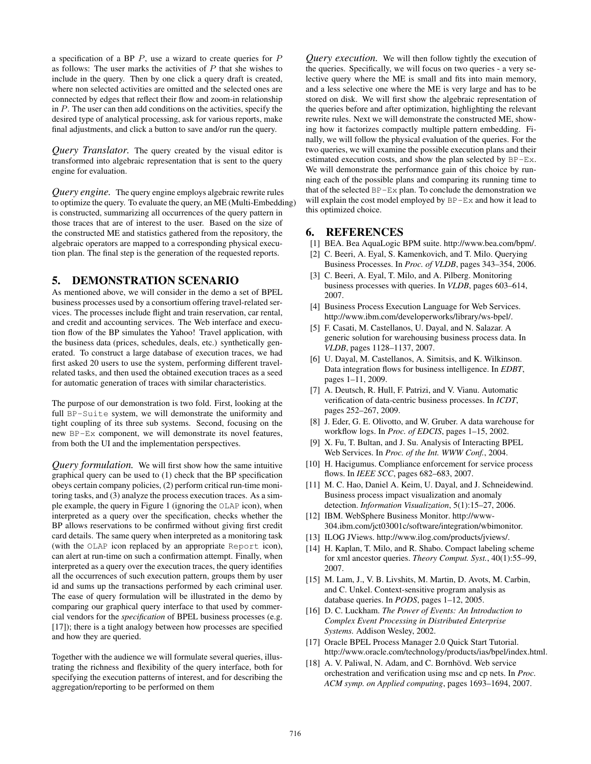a specification of a BP $P$, use a wizard to create queries for $P$ as follows: The user marks the activities of $P$ that she wishes to include in the query. Then by one click a query draft is created, where non selected activities are omitted and the selected ones are connected by edges that reflect their flow and zoom-in relationship in $P$. The user can then add conditions on the activities, specify the desired type of analytical processing, ask for various reports, make final adjustments, and click a button to save and/or run the query.

*Query Translator.* The query created by the visual editor is transformed into algebraic representation that is sent to the query engine for evaluation.

*Query engine.* The query engine employs algebraic rewrite rules to optimize the query. To evaluate the query, an ME (Multi-Embedding) is constructed, summarizing all occurrences of the query pattern in those traces that are of interest to the user. Based on the size of the constructed ME and statistics gathered from the repository, the algebraic operators are mapped to a corresponding physical execution plan. The final step is the generation of the requested reports.

## 5. DEMONSTRATION SCENARIO

As mentioned above, we will consider in the demo a set of BPEL business processes used by a consortium offering travel-related services. The processes include flight and train reservation, car rental, and credit and accounting services. The Web interface and execution flow of the BP simulates the Yahoo! Travel application, with the business data (prices, schedules, deals, etc.) synthetically generated. To construct a large database of execution traces, we had first asked 20 users to use the system, performing different travel-related tasks, and then used the obtained execution traces as a seed for automatic generation of traces with similar characteristics.

The purpose of our demonstration is two fold. First, looking at the full `BP-Suite` system, we will demonstrate the uniformity and tight coupling of its three sub systems. Second, focusing on the new `BP-Ex` component, we will demonstrate its novel features, from both the UI and the implementation perspectives.

*Query formulation.* We will first show how the same intuitive graphical query can be used to (1) check that the BP specification obeys certain company policies, (2) perform critical run-time monitoring tasks, and (3) analyze the process execution traces. As a simple example, the query in Figure 1 (ignoring the `OLAP` icon), when interpreted as a query over the specification, checks whether the BP allows reservations to be confirmed without giving first credit card details. The same query when interpreted as a monitoring task (with the `OLAP` icon replaced by an appropriate `Report` icon), can alert at run-time on such a confirmation attempt. Finally, when interpreted as a query over the execution traces, the query identifies all the occurrences of such execution pattern, groups them by user id and sums up the transactions performed by each criminal user. The ease of query formulation will be illustrated in the demo by comparing our graphical query interface to that used by commercial vendors for the *specification* of BPEL business processes (e.g. [17]); there is a tight analogy between how processes are specified and how they are queried.

Together with the audience we will formulate several queries, illustrating the richness and flexibility of the query interface, both for specifying the execution patterns of interest, and for describing the aggregation/reporting to be performed on them

*Query execution.* We will then follow tightly the execution of the queries. Specifically, we will focus on two queries - a very selective query where the ME is small and fits into main memory, and a less selective one where the ME is very large and has to be stored on disk. We will first show the algebraic representation of the queries before and after optimization, highlighting the relevant rewrite rules. Next we will demonstrate the constructed ME, showing how it factorizes compactly multiple pattern embedding. Finally, we will follow the physical evaluation of the queries. For the two queries, we will examine the possible execution plans and their estimated execution costs, and show the plan selected by `BP-Ex`. We will demonstrate the performance gain of this choice by running each of the possible plans and comparing its running time to that of the selected `BP-Ex` plan. To conclude the demonstration we will explain the cost model employed by `BP-Ex` and how it lead to this optimized choice.

## 6. REFERENCES

[1] BEA. Bea AquaLogic BPM suite. http://www.bea.com/bpm/.

[2] C. Beeri, A. Eyal, S. Kamenkovich, and T. Milo. Querying Business Processes. In *Proc. of VLDB*, pages 343–354, 2006.

[3] C. Beeri, A. Eyal, T. Milo, and A. Pilberg. Monitoring business processes with queries. In *VLDB*, pages 603–614, 2007.

[4] Business Process Execution Language for Web Services. http://www.ibm.com/developerworks/library/ws-bpel/.

[5] F. Casati, M. Castellanos, U. Dayal, and N. Salazar. A generic solution for warehousing business process data. In *VLDB*, pages 1128–1137, 2007.

[6] U. Dayal, M. Castellanos, A. Simitsis, and K. Wilkinson. Data integration flows for business intelligence. In *EDBT*, pages 1–11, 2009.

[7] A. Deutsch, R. Hull, F. Patrizi, and V. Vianu. Automatic verification of data-centric business processes. In *ICDT*, pages 252–267, 2009.

[8] J. Eder, G. E. Olivotto, and W. Gruber. A data warehouse for workflow logs. In *Proc. of EDCIS*, pages 1–15, 2002.

[9] X. Fu, T. Bultan, and J. Su. Analysis of Interacting BPEL Web Services. In *Proc. of the Int. WWW Conf.*, 2004.

[10] H. Hacigumus. Compliance enforcement for service process flows. In *IEEE SCC*, pages 682–683, 2007.

[11] M. C. Hao, Daniel A. Keim, U. Dayal, and J. Schneidewind. Business process impact visualization and anomaly detection. *Information Visualization*, 5(1):15–27, 2006.

[12] IBM. WebSphere Business Monitor. http://www-304.ibm.com/jct03001c/software/integration/wbimonitor.

[13] ILOG JViews. http://www.ilog.com/products/jviews/.

[14] H. Kaplan, T. Milo, and R. Shabo. Compact labeling scheme for xml ancestor queries. *Theory Comput. Syst.*, 40(1):55–99, 2007.

[15] M. Lam, J., V. B. Livshits, M. Martin, D. Avots, M. Carbin, and C. Unkel. Context-sensitive program analysis as database queries. In *PODS*, pages 1–12, 2005.

[16] D. C. Luckham. *The Power of Events: An Introduction to Complex Event Processing in Distributed Enterprise Systems.* Addison Wesley, 2002.

[17] Oracle BPEL Process Manager 2.0 Quick Start Tutorial. http://www.oracle.com/technology/products/ias/bpel/index.html.

[18] A. V. Paliwal, N. Adam, and C. Bornhövd. Web service orchestration and verification using msc and cp nets. In *Proc. ACM symp. on Applied computing*, pages 1693–1694, 2007.